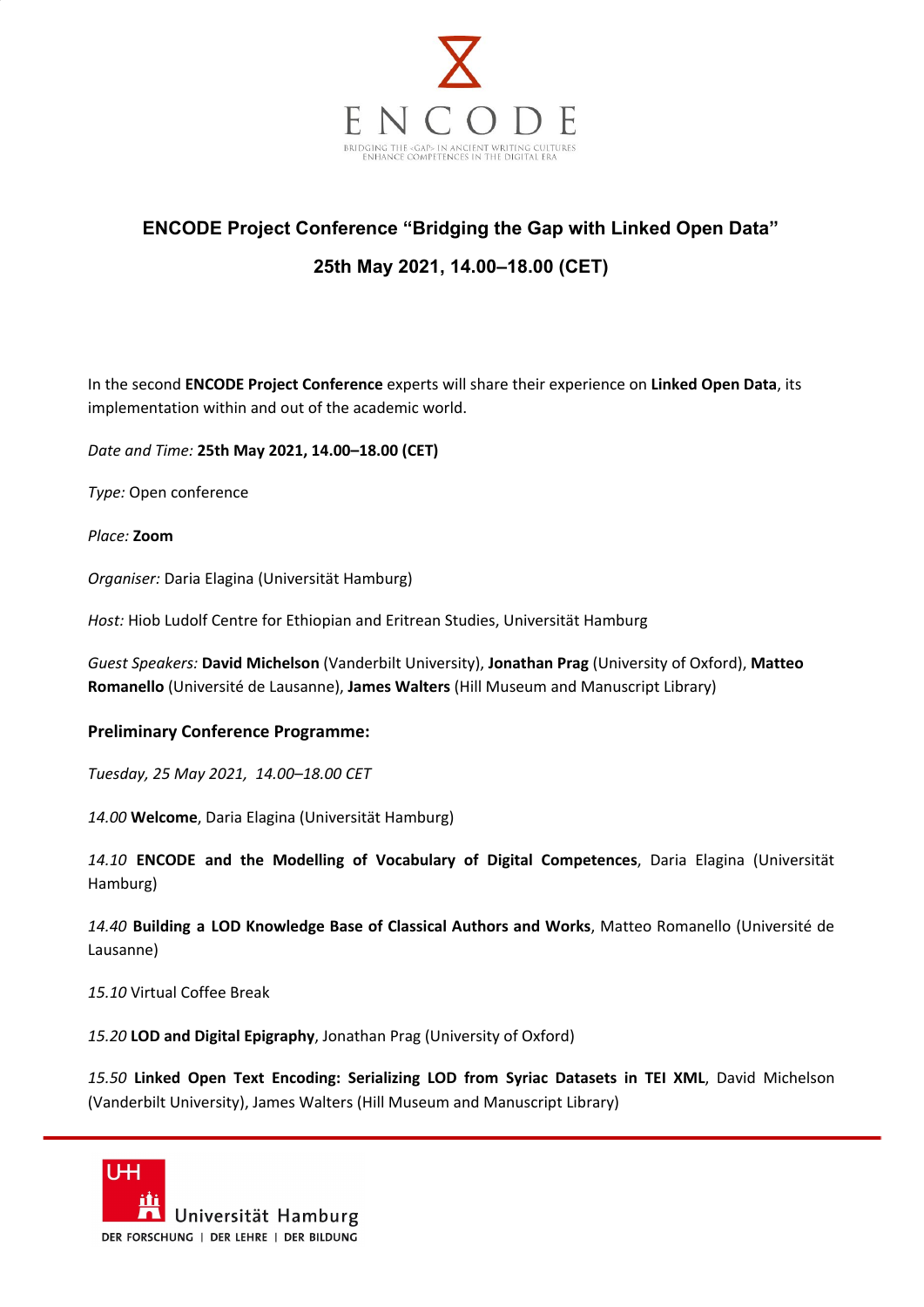ENCODE

BRIDGING THE «GAP» IN ANCIENT WRITING CULTURES
ENHANCE COMPETENCES IN THE DIGITAL ERA

# ENCODE Project Conference "Bridging the Gap with Linked Open Data"

## 25th May 2021, 14.00–18.00 (CET)

In the second **ENCODE Project Conference** experts will share their experience on **Linked Open Data**, its implementation within and out of the academic world.

*Date and Time:* **25th May 2021, 14.00–18.00 (CET)**

*Type:* Open conference

*Place:* **Zoom**

*Organiser:* Daria Elagina (Universität Hamburg)

*Host:* Hiob Ludolf Centre for Ethiopian and Eritrean Studies, Universität Hamburg

*Guest Speakers:* **David Michelson** (Vanderbilt University), **Jonathan Prag** (University of Oxford), **Matteo Romanello** (Université de Lausanne), **James Walters** (Hill Museum and Manuscript Library)

### Preliminary Conference Programme:

*Tuesday, 25 May 2021, 14.00–18.00 CET*

*14.00* **Welcome**, Daria Elagina (Universität Hamburg)

*14.10* **ENCODE and the Modelling of Vocabulary of Digital Competences**, Daria Elagina (Universität Hamburg)

*14.40* **Building a LOD Knowledge Base of Classical Authors and Works**, Matteo Romanello (Université de Lausanne)

*15.10* Virtual Coffee Break

*15.20* **LOD and Digital Epigraphy**, Jonathan Prag (University of Oxford)

*15.50* **Linked Open Text Encoding: Serializing LOD from Syriac Datasets in TEI XML**, David Michelson (Vanderbilt University), James Walters (Hill Museum and Manuscript Library)

Universität Hamburg
DER FORSCHUNG | DER LEHRE | DER BILDUNG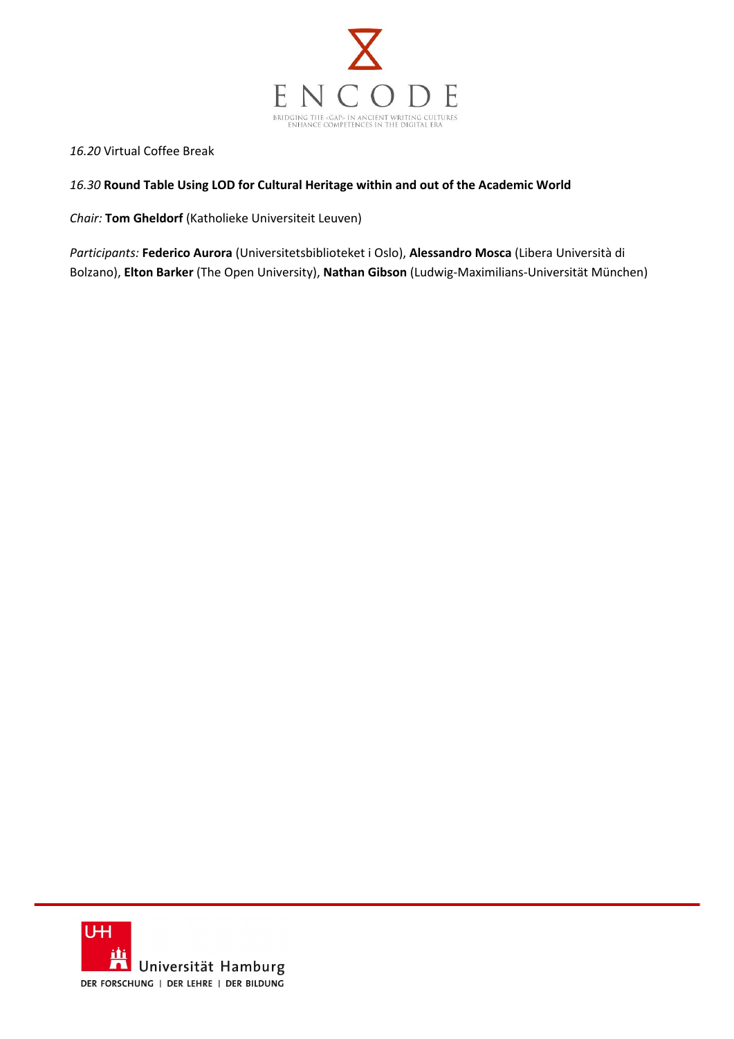*16.20* Virtual Coffee Break

*16.30* **Round Table Using LOD for Cultural Heritage within and out of the Academic World**

*Chair:* **Tom Gheldorf** (Katholieke Universiteit Leuven)

*Participants:* **Federico Aurora** (Universitetsbiblioteket i Oslo), **Alessandro Mosca** (Libera Università di Bolzano), **Elton Barker** (The Open University), **Nathan Gibson** (Ludwig-Maximilians-Universität München)